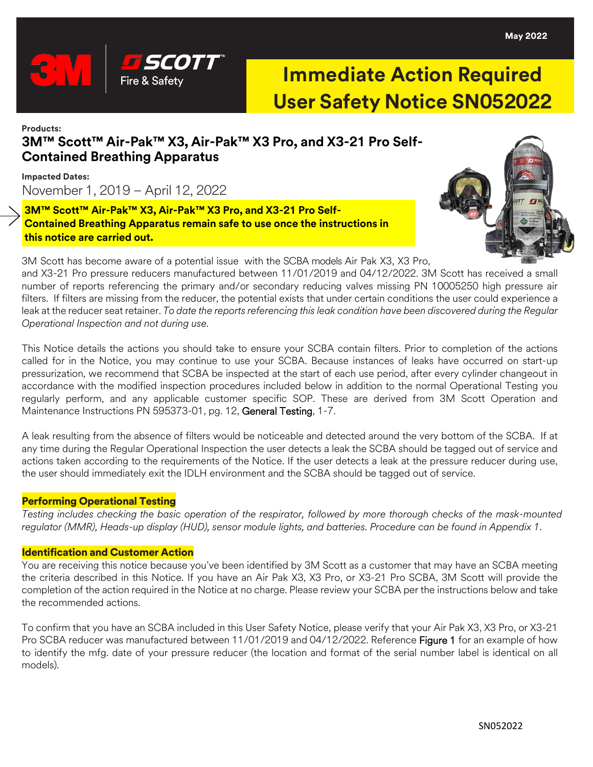May 2022

# Immediate Action Required User Safety Notice SN052022

**Products:**

## 3M™ Scott™ Air-Pak™ X3, Air-Pak™ X3 Pro, and X3-21 Pro Self-Contained Breathing Apparatus

**Impacted Dates:**

November 1, 2019 – April 12, 2022

**3M™ Scott™ Air-Pak™ X3, Air-Pak™ X3 Pro, and X3-21 Pro Self-Contained Breathing Apparatus remain safe to use once the instructions in this notice are carried out.**

3M Scott has become aware of a potential issue with the SCBA models Air Pak X3, X3 Pro, and X3-21 Pro pressure reducers manufactured between 11/01/2019 and 04/12/2022. 3M Scott has received a small number of reports referencing the primary and/or secondary reducing valves missing PN 10005250 high pressure air filters. If filters are missing from the reducer, the potential exists that under certain conditions the user could experience a leak at the reducer seat retainer. *To date the reports referencing this leak condition have been discovered during the Regular Operational Inspection and not during use.*

This Notice details the actions you should take to ensure your SCBA contain filters. Prior to completion of the actions called for in the Notice, you may continue to use your SCBA. Because instances of leaks have occurred on start-up pressurization, we recommend that SCBA be inspected at the start of each use period, after every cylinder changeout in accordance with the modified inspection procedures included below in addition to the normal Operational Testing you regularly perform, and any applicable customer specific SOP. These are derived from 3M Scott Operation and Maintenance Instructions PN 595373-01, pg. 12, General Testing, 1-7.

A leak resulting from the absence of filters would be noticeable and detected around the very bottom of the SCBA. If at any time during the Regular Operational Inspection the user detects a leak the SCBA should be tagged out of service and actions taken according to the requirements of the Notice. If the user detects a leak at the pressure reducer during use, the user should immediately exit the IDLH environment and the SCBA should be tagged out of service.

### Performing Operational Testing

*Testing includes checking the basic operation of the respirator, followed by more thorough checks of the mask-mounted regulator (MMR), Heads-up display (HUD), sensor module lights, and batteries. Procedure can be found in Appendix 1.*

### Identification and Customer Action

You are receiving this notice because you've been identified by 3M Scott as a customer that may have an SCBA meeting the criteria described in this Notice. If you have an Air Pak X3, X3 Pro, or X3-21 Pro SCBA, 3M Scott will provide the completion of the action required in the Notice at no charge. Please review your SCBA per the instructions below and take the recommended actions.

To confirm that you have an SCBA included in this User Safety Notice, please verify that your Air Pak X3, X3 Pro, or X3-21 Pro SCBA reducer was manufactured between 11/01/2019 and 04/12/2022. Reference Figure 1 for an example of how to identify the mfg. date of your pressure reducer (the location and format of the serial number label is identical on all models).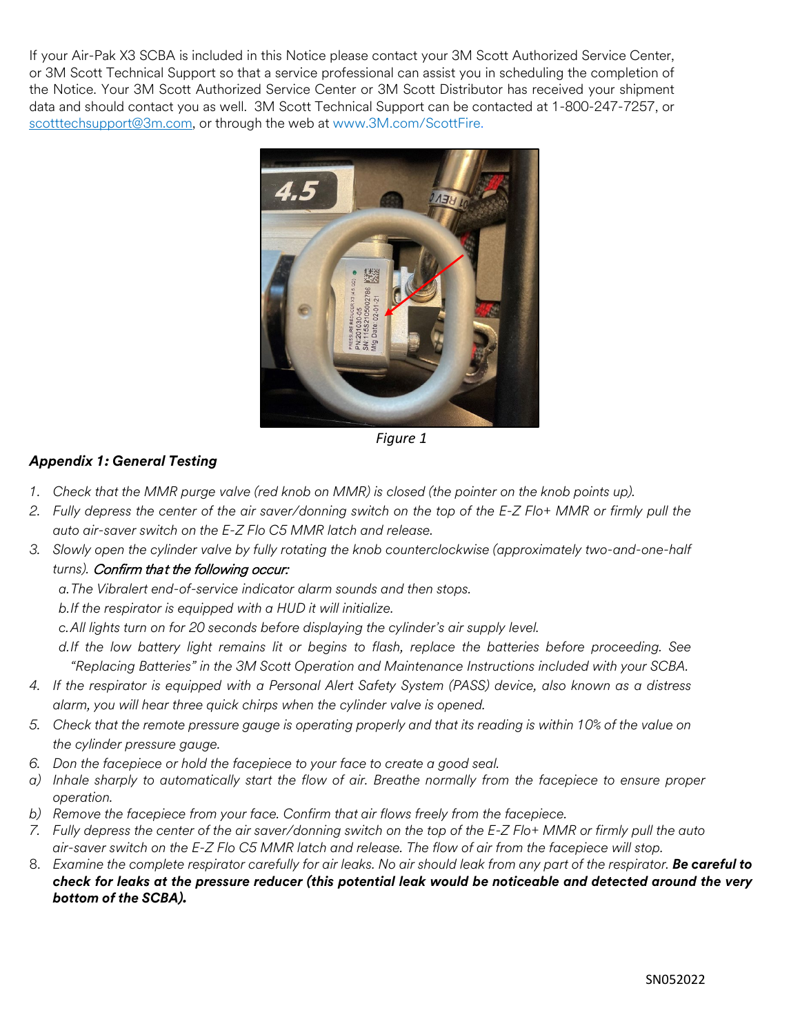If your Air-Pak X3 SCBA is included in this Notice please contact your 3M Scott Authorized Service Center, or 3M Scott Technical Support so that a service professional can assist you in scheduling the completion of the Notice. Your 3M Scott Authorized Service Center or 3M Scott Distributor has received your shipment data and should contact you as well. 3M Scott Technical Support can be contacted at 1-800-247-7257, or scotttechsupport@3m.com, or through the web at www.3M.com/ScottFire.

*Figure 1*

### *Appendix 1: General Testing*

1. *Check that the MMR purge valve (red knob on MMR) is closed (the pointer on the knob points up).*
2. *Fully depress the center of the air saver/donning switch on the top of the E-Z Flo+ MMR or firmly pull the auto air-saver switch on the E-Z Flo C5 MMR latch and release.*
3. *Slowly open the cylinder valve by fully rotating the knob counterclockwise (approximately two-and-one-half turns).* ***Confirm that the following occur:***
   a. *The Vibralert end-of-service indicator alarm sounds and then stops.*
   b. *If the respirator is equipped with a HUD it will initialize.*
   c. *All lights turn on for 20 seconds before displaying the cylinder's air supply level.*
   d. *If the low battery light remains lit or begins to flash, replace the batteries before proceeding. See "Replacing Batteries" in the 3M Scott Operation and Maintenance Instructions included with your SCBA.*
4. *If the respirator is equipped with a Personal Alert Safety System (PASS) device, also known as a distress alarm, you will hear three quick chirps when the cylinder valve is opened.*
5. *Check that the remote pressure gauge is operating properly and that its reading is within 10% of the value on the cylinder pressure gauge.*
6. *Don the facepiece or hold the facepiece to your face to create a good seal.*
   a) *Inhale sharply to automatically start the flow of air. Breathe normally from the facepiece to ensure proper operation.*
   b) *Remove the facepiece from your face. Confirm that air flows freely from the facepiece.*
7. *Fully depress the center of the air saver/donning switch on the top of the E-Z Flo+ MMR or firmly pull the auto air-saver switch on the E-Z Flo C5 MMR latch and release. The flow of air from the facepiece will stop.*
8. *Examine the complete respirator carefully for air leaks. No air should leak from any part of the respirator.* ***Be careful to check for leaks at the pressure reducer (this potential leak would be noticeable and detected around the very bottom of the SCBA).***

SN052022